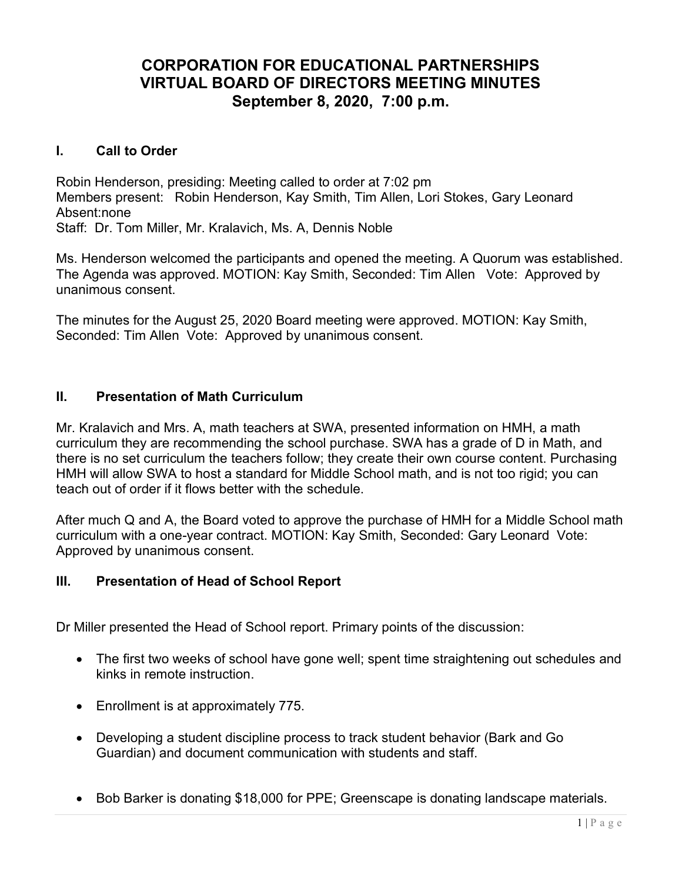# CORPORATION FOR EDUCATIONAL PARTNERSHIPS
# VIRTUAL BOARD OF DIRECTORS MEETING MINUTES
# September 8, 2020, 7:00 p.m.

## I. Call to Order

Robin Henderson, presiding: Meeting called to order at 7:02 pm
Members present: Robin Henderson, Kay Smith, Tim Allen, Lori Stokes, Gary Leonard
Absent:none
Staff: Dr. Tom Miller, Mr. Kralavich, Ms. A, Dennis Noble

Ms. Henderson welcomed the participants and opened the meeting. A Quorum was established. The Agenda was approved. MOTION: Kay Smith, Seconded: Tim Allen Vote: Approved by unanimous consent.

The minutes for the August 25, 2020 Board meeting were approved. MOTION: Kay Smith, Seconded: Tim Allen Vote: Approved by unanimous consent.

## II. Presentation of Math Curriculum

Mr. Kralavich and Mrs. A, math teachers at SWA, presented information on HMH, a math curriculum they are recommending the school purchase. SWA has a grade of D in Math, and there is no set curriculum the teachers follow; they create their own course content. Purchasing HMH will allow SWA to host a standard for Middle School math, and is not too rigid; you can teach out of order if it flows better with the schedule.

After much Q and A, the Board voted to approve the purchase of HMH for a Middle School math curriculum with a one-year contract. MOTION: Kay Smith, Seconded: Gary Leonard Vote: Approved by unanimous consent.

## III. Presentation of Head of School Report

Dr Miller presented the Head of School report. Primary points of the discussion:

- The first two weeks of school have gone well; spent time straightening out schedules and kinks in remote instruction.
- Enrollment is at approximately 775.
- Developing a student discipline process to track student behavior (Bark and Go Guardian) and document communication with students and staff.
- Bob Barker is donating $18,000 for PPE; Greenscape is donating landscape materials.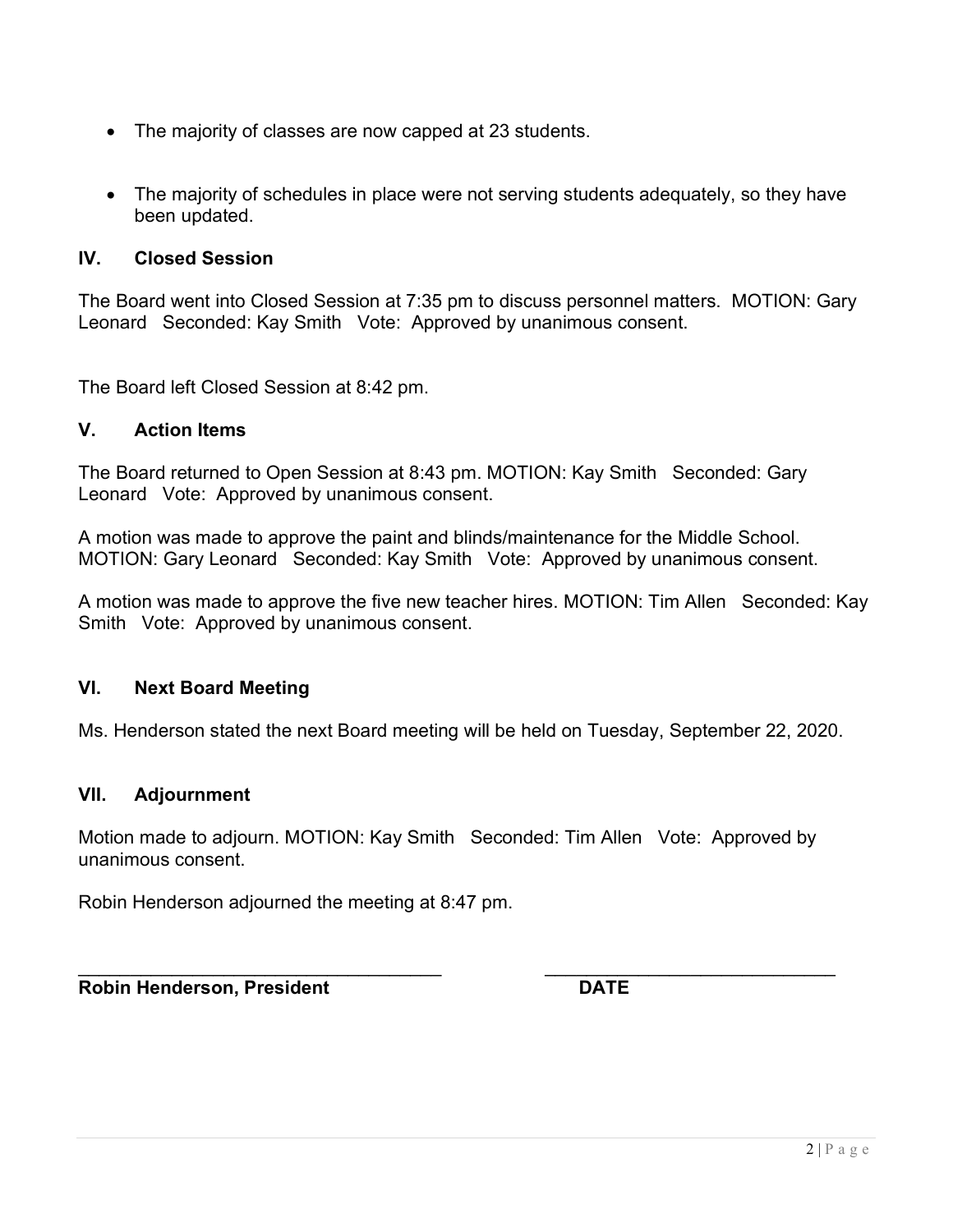- The majority of classes are now capped at 23 students.
- The majority of schedules in place were not serving students adequately, so they have been updated.

## IV. Closed Session

The Board went into Closed Session at 7:35 pm to discuss personnel matters. MOTION: Gary Leonard Seconded: Kay Smith Vote: Approved by unanimous consent.

The Board left Closed Session at 8:42 pm.

## V. Action Items

The Board returned to Open Session at 8:43 pm. MOTION: Kay Smith Seconded: Gary Leonard Vote: Approved by unanimous consent.

A motion was made to approve the paint and blinds/maintenance for the Middle School. MOTION: Gary Leonard Seconded: Kay Smith Vote: Approved by unanimous consent.

A motion was made to approve the five new teacher hires. MOTION: Tim Allen Seconded: Kay Smith Vote: Approved by unanimous consent.

## VI. Next Board Meeting

Ms. Henderson stated the next Board meeting will be held on Tuesday, September 22, 2020.

## VII. Adjournment

Motion made to adjourn. MOTION: Kay Smith Seconded: Tim Allen Vote: Approved by unanimous consent.

Robin Henderson adjourned the meeting at 8:47 pm.

\_\_\_\_\_\_\_\_\_\_\_\_\_\_\_\_\_\_\_\_\_\_\_\_\_\_\_\_\_\_\_\_\_\_\_ \_\_\_\_\_\_\_\_\_\_\_\_\_\_\_\_\_\_\_\_\_\_\_\_\_\_\_\_

**Robin Henderson, President** **DATE**